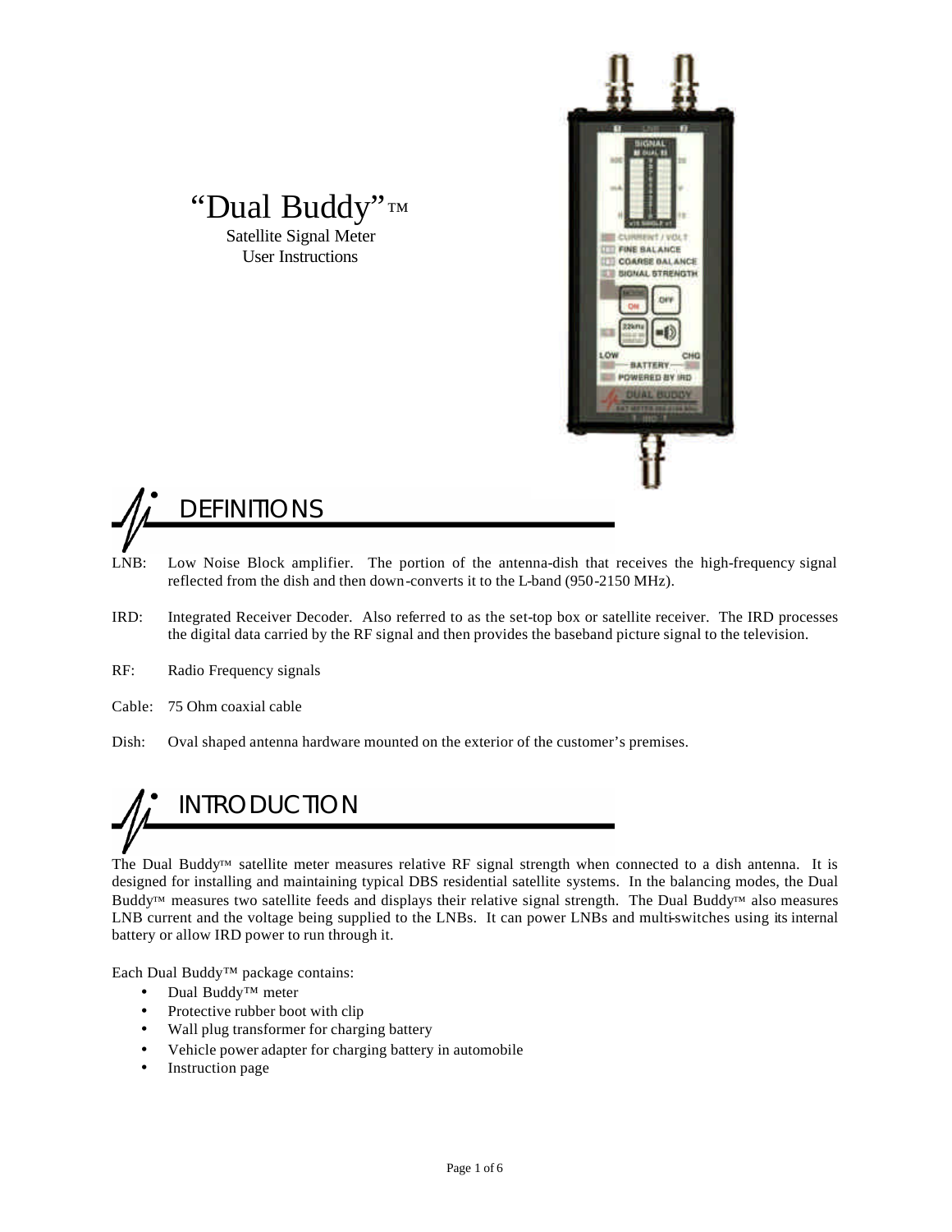# "Dual Buddy"™

Satellite Signal Meter
User Instructions

## DEFINITIONS

LNB: Low Noise Block amplifier. The portion of the antenna-dish that receives the high-frequency signal reflected from the dish and then down-converts it to the L-band (950-2150 MHz).

IRD: Integrated Receiver Decoder. Also referred to as the set-top box or satellite receiver. The IRD processes the digital data carried by the RF signal and then provides the baseband picture signal to the television.

RF: Radio Frequency signals

Cable: 75 Ohm coaxial cable

Dish: Oval shaped antenna hardware mounted on the exterior of the customer's premises.

## INTRODUCTION

The Dual Buddy™ satellite meter measures relative RF signal strength when connected to a dish antenna. It is designed for installing and maintaining typical DBS residential satellite systems. In the balancing modes, the Dual Buddy™ measures two satellite feeds and displays their relative signal strength. The Dual Buddy™ also measures LNB current and the voltage being supplied to the LNBs. It can power LNBs and multi-switches using its internal battery or allow IRD power to run through it.

Each Dual Buddy™ package contains:

- Dual Buddy™ meter
- Protective rubber boot with clip
- Wall plug transformer for charging battery
- Vehicle power adapter for charging battery in automobile
- Instruction page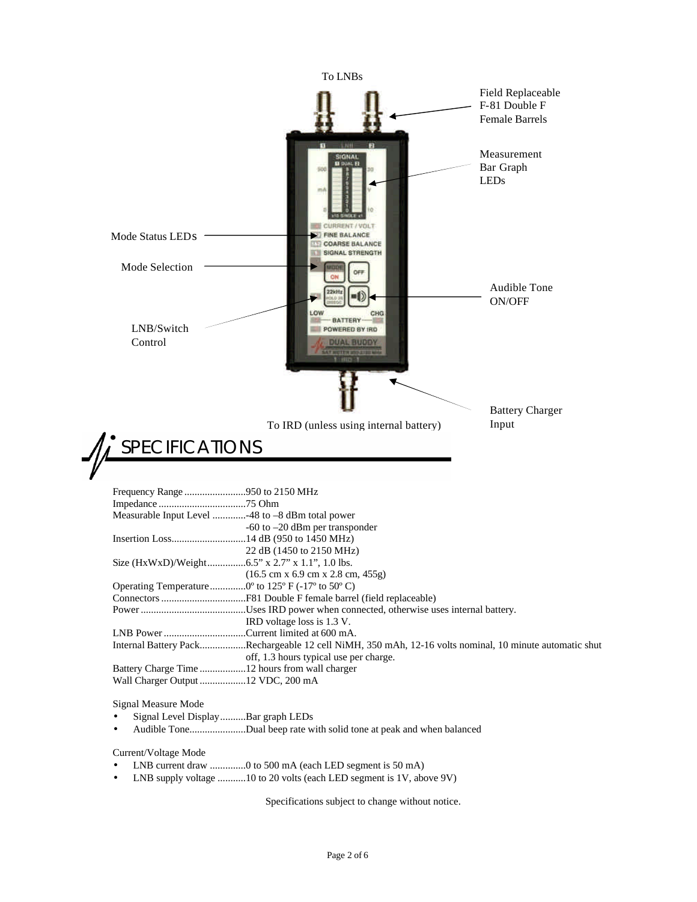To LNBs

Field Replaceable F-81 Double F Female Barrels

Measurement Bar Graph LEDs

Mode Status LEDs

Mode Selection

Audible Tone ON/OFF

LNB/Switch Control

Battery Charger Input

To IRD (unless using internal battery)

# SPECIFICATIONS

Frequency Range ........................950 to 2150 MHz
Impedance ..................................75 Ohm
Measurable Input Level .............-48 to –8 dBm total power
-60 to –20 dBm per transponder
Insertion Loss.............................14 dB (950 to 1450 MHz)
22 dB (1450 to 2150 MHz)
Size (HxWxD)/Weight...............6.5” x 2.7” x 1.1”, 1.0 lbs.
(16.5 cm x 6.9 cm x 2.8 cm, 455g)
Operating Temperature..............0º to 125º F (-17º to 50º C)
Connectors .................................F81 Double F female barrel (field replaceable)
Power .........................................Uses IRD power when connected, otherwise uses internal battery.
IRD voltage loss is 1.3 V.
LNB Power ................................Current limited at 600 mA.
Internal Battery Pack..................Rechargeable 12 cell NiMH, 350 mAh, 12-16 volts nominal, 10 minute automatic shut off, 1.3 hours typical use per charge.
Battery Charge Time ..................12 hours from wall charger
Wall Charger Output ..................12 VDC, 200 mA

Signal Measure Mode

- Signal Level Display..........Bar graph LEDs
- Audible Tone......................Dual beep rate with solid tone at peak and when balanced

Current/Voltage Mode

- LNB current draw ..............0 to 500 mA (each LED segment is 50 mA)
- LNB supply voltage ...........10 to 20 volts (each LED segment is 1V, above 9V)

Specifications subject to change without notice.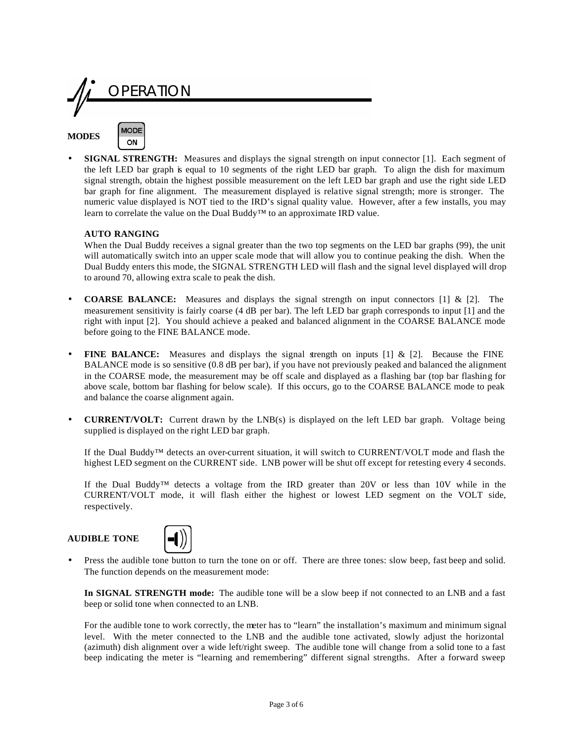# OPERATION

## MODES

- **SIGNAL STRENGTH:** Measures and displays the signal strength on input connector [1]. Each segment of the left LED bar graph is equal to 10 segments of the right LED bar graph. To align the dish for maximum signal strength, obtain the highest possible measurement on the left LED bar graph and use the right side LED bar graph for fine alignment. The measurement displayed is relative signal strength; more is stronger. The numeric value displayed is NOT tied to the IRD's signal quality value. However, after a few installs, you may learn to correlate the value on the Dual Buddy™ to an approximate IRD value.

  **AUTO RANGING**

  When the Dual Buddy receives a signal greater than the two top segments on the LED bar graphs (99), the unit will automatically switch into an upper scale mode that will allow you to continue peaking the dish. When the Dual Buddy enters this mode, the SIGNAL STRENGTH LED will flash and the signal level displayed will drop to around 70, allowing extra scale to peak the dish.

- **COARSE BALANCE:** Measures and displays the signal strength on input connectors [1] & [2]. The measurement sensitivity is fairly coarse (4 dB per bar). The left LED bar graph corresponds to input [1] and the right with input [2]. You should achieve a peaked and balanced alignment in the COARSE BALANCE mode before going to the FINE BALANCE mode.

- **FINE BALANCE:** Measures and displays the signal strength on inputs [1] & [2]. Because the FINE BALANCE mode is so sensitive (0.8 dB per bar), if you have not previously peaked and balanced the alignment in the COARSE mode, the measurement may be off scale and displayed as a flashing bar (top bar flashing for above scale, bottom bar flashing for below scale). If this occurs, go to the COARSE BALANCE mode to peak and balance the coarse alignment again.

- **CURRENT/VOLT:** Current drawn by the LNB(s) is displayed on the left LED bar graph. Voltage being supplied is displayed on the right LED bar graph.

  If the Dual Buddy™ detects an over-current situation, it will switch to CURRENT/VOLT mode and flash the highest LED segment on the CURRENT side. LNB power will be shut off except for retesting every 4 seconds.

  If the Dual Buddy™ detects a voltage from the IRD greater than 20V or less than 10V while in the CURRENT/VOLT mode, it will flash either the highest or lowest LED segment on the VOLT side, respectively.

## AUDIBLE TONE

- Press the audible tone button to turn the tone on or off. There are three tones: slow beep, fast beep and solid. The function depends on the measurement mode:

  **In SIGNAL STRENGTH mode:** The audible tone will be a slow beep if not connected to an LNB and a fast beep or solid tone when connected to an LNB.

  For the audible tone to work correctly, the meter has to "learn" the installation's maximum and minimum signal level. With the meter connected to the LNB and the audible tone activated, slowly adjust the horizontal (azimuth) dish alignment over a wide left/right sweep. The audible tone will change from a solid tone to a fast beep indicating the meter is "learning and remembering" different signal strengths. After a forward sweep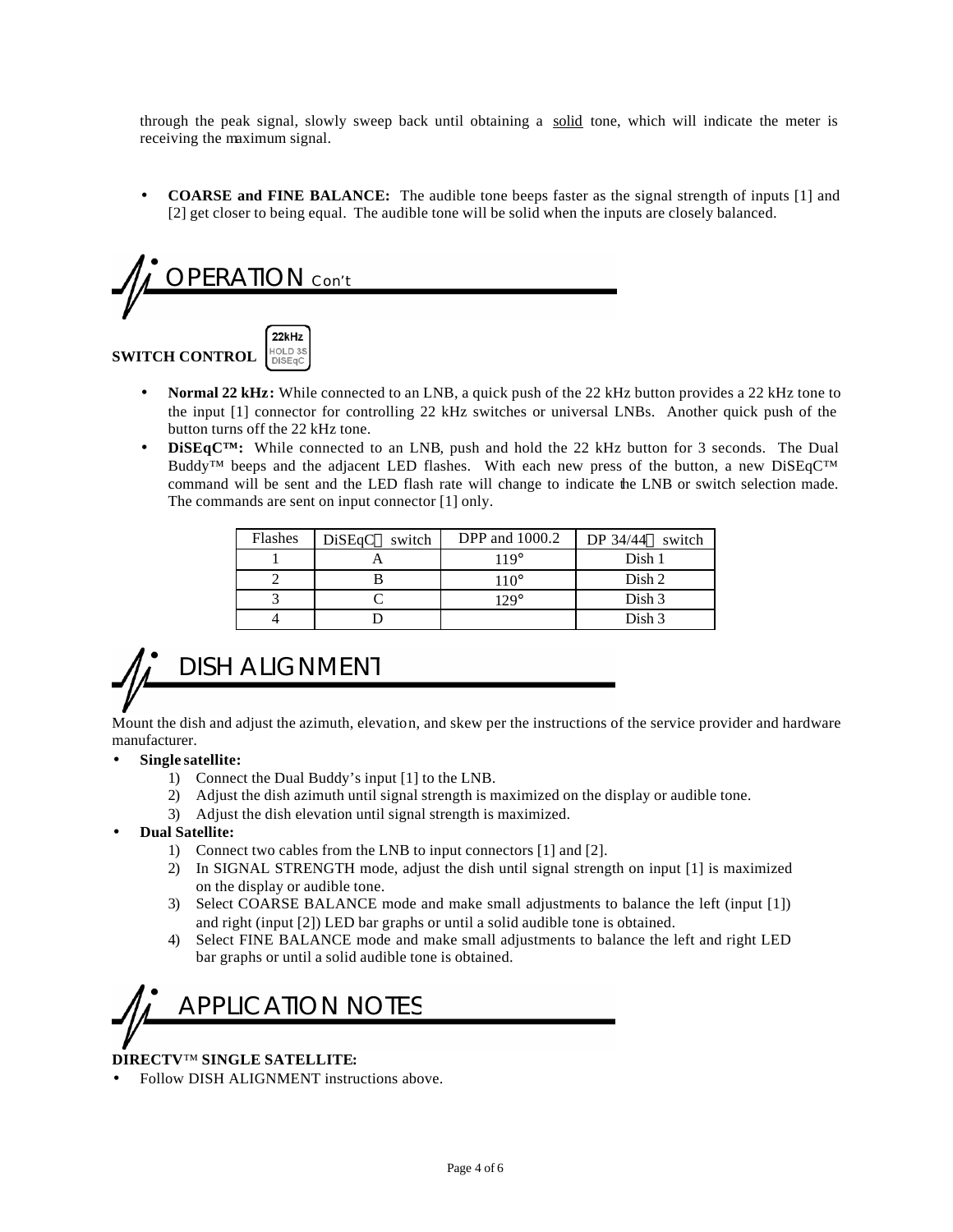through the peak signal, slowly sweep back until obtaining a solid tone, which will indicate the meter is receiving the maximum signal.

- **COARSE and FINE BALANCE:** The audible tone beeps faster as the signal strength of inputs [1] and [2] get closer to being equal. The audible tone will be solid when the inputs are closely balanced.

## OPERATION Con't

**SWITCH CONTROL** 22kHz HOLD 3S DiSEqC

- **Normal 22 kHz:** While connected to an LNB, a quick push of the 22 kHz button provides a 22 kHz tone to the input [1] connector for controlling 22 kHz switches or universal LNBs. Another quick push of the button turns off the 22 kHz tone.
- **DiSEqC™:** While connected to an LNB, push and hold the 22 kHz button for 3 seconds. The Dual Buddy™ beeps and the adjacent LED flashes. With each new press of the button, a new DiSEqC™ command will be sent and the LED flash rate will change to indicate the LNB or switch selection made. The commands are sent on input connector [1] only.

| Flashes | DiSEqC™ switch | DPP and 1000.2 | DP 34/44™ switch |
|---|---|---|---|
| 1 | A | 119° | Dish 1 |
| 2 | B | 110° | Dish 2 |
| 3 | C | 129° | Dish 3 |
| 4 | D | | Dish 3 |

## DISH ALIGNMENT

Mount the dish and adjust the azimuth, elevation, and skew per the instructions of the service provider and hardware manufacturer.

- **Single satellite:**
  1) Connect the Dual Buddy's input [1] to the LNB.
  2) Adjust the dish azimuth until signal strength is maximized on the display or audible tone.
  3) Adjust the dish elevation until signal strength is maximized.
- **Dual Satellite:**
  1) Connect two cables from the LNB to input connectors [1] and [2].
  2) In SIGNAL STRENGTH mode, adjust the dish until signal strength on input [1] is maximized on the display or audible tone.
  3) Select COARSE BALANCE mode and make small adjustments to balance the left (input [1]) and right (input [2]) LED bar graphs or until a solid audible tone is obtained.
  4) Select FINE BALANCE mode and make small adjustments to balance the left and right LED bar graphs or until a solid audible tone is obtained.

## APPLICATION NOTES

**DIRECTV™ SINGLE SATELLITE:**

- Follow DISH ALIGNMENT instructions above.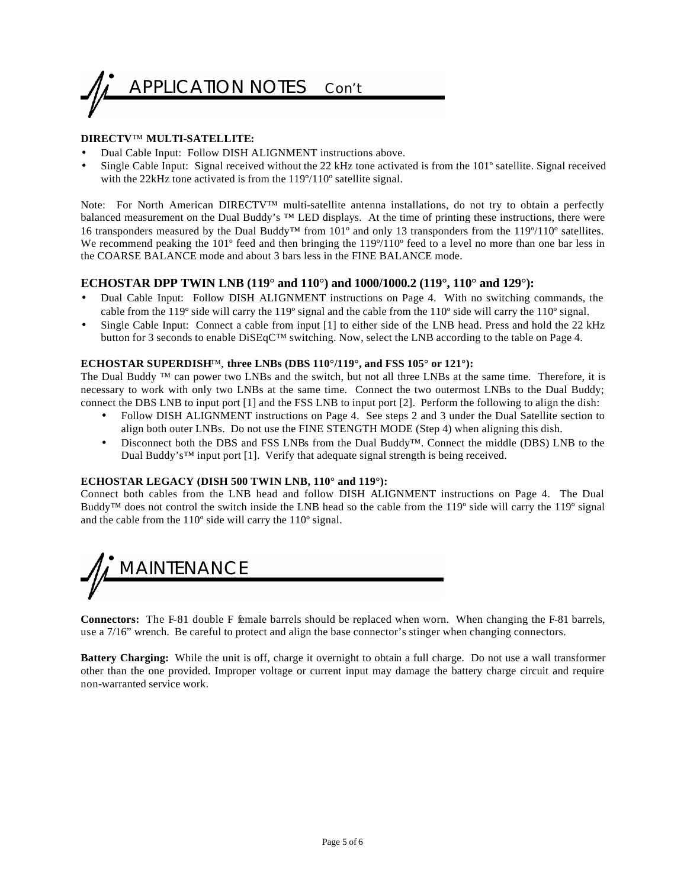# APPLICATION NOTES Con't

**DIRECTV™ MULTI-SATELLITE:**

- Dual Cable Input: Follow DISH ALIGNMENT instructions above.
- Single Cable Input: Signal received without the 22 kHz tone activated is from the 101º satellite. Signal received with the 22kHz tone activated is from the 119º/110º satellite signal.

Note: For North American DIRECTV™ multi-satellite antenna installations, do not try to obtain a perfectly balanced measurement on the Dual Buddy's ™ LED displays. At the time of printing these instructions, there were 16 transponders measured by the Dual Buddy™ from 101º and only 13 transponders from the 119º/110º satellites. We recommend peaking the 101º feed and then bringing the 119º/110º feed to a level no more than one bar less in the COARSE BALANCE mode and about 3 bars less in the FINE BALANCE mode.

## ECHOSTAR DPP TWIN LNB (119° and 110°) and 1000/1000.2 (119°, 110° and 129°):

- Dual Cable Input: Follow DISH ALIGNMENT instructions on Page 4. With no switching commands, the cable from the 119º side will carry the 119º signal and the cable from the 110º side will carry the 110º signal.
- Single Cable Input: Connect a cable from input [1] to either side of the LNB head. Press and hold the 22 kHz button for 3 seconds to enable DiSEqC™ switching. Now, select the LNB according to the table on Page 4.

**ECHOSTAR SUPERDISH™, three LNBs (DBS 110°/119°, and FSS 105° or 121°):**

The Dual Buddy ™ can power two LNBs and the switch, but not all three LNBs at the same time. Therefore, it is necessary to work with only two LNBs at the same time. Connect the two outermost LNBs to the Dual Buddy; connect the DBS LNB to input port [1] and the FSS LNB to input port [2]. Perform the following to align the dish:

- Follow DISH ALIGNMENT instructions on Page 4. See steps 2 and 3 under the Dual Satellite section to align both outer LNBs. Do not use the FINE STENGTH MODE (Step 4) when aligning this dish.
- Disconnect both the DBS and FSS LNBs from the Dual Buddy™. Connect the middle (DBS) LNB to the Dual Buddy's™ input port [1]. Verify that adequate signal strength is being received.

**ECHOSTAR LEGACY (DISH 500 TWIN LNB, 110° and 119°):**

Connect both cables from the LNB head and follow DISH ALIGNMENT instructions on Page 4. The Dual Buddy™ does not control the switch inside the LNB head so the cable from the 119º side will carry the 119º signal and the cable from the 110º side will carry the 110º signal.

# MAINTENANCE

**Connectors:** The F-81 double F female barrels should be replaced when worn. When changing the F-81 barrels, use a 7/16" wrench. Be careful to protect and align the base connector's stinger when changing connectors.

**Battery Charging:** While the unit is off, charge it overnight to obtain a full charge. Do not use a wall transformer other than the one provided. Improper voltage or current input may damage the battery charge circuit and require non-warranted service work.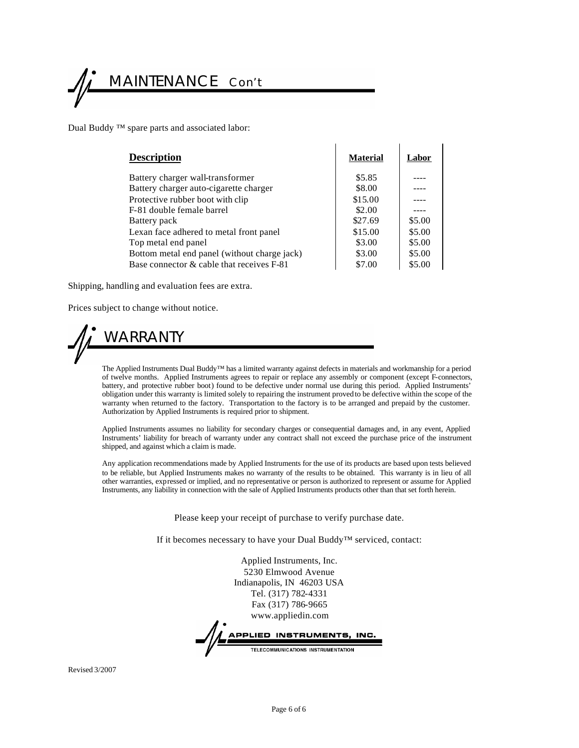# MAINTENANCE Con't

Dual Buddy ™ spare parts and associated labor:

| Description | Material | Labor |
|---|---|---|
| Battery charger wall-transformer | $5.85 | ---- |
| Battery charger auto-cigarette charger | $8.00 | ---- |
| Protective rubber boot with clip | $15.00 | ---- |
| F-81 double female barrel | $2.00 | ---- |
| Battery pack | $27.69 | $5.00 |
| Lexan face adhered to metal front panel | $15.00 | $5.00 |
| Top metal end panel | $3.00 | $5.00 |
| Bottom metal end panel (without charge jack) | $3.00 | $5.00 |
| Base connector & cable that receives F-81 | $7.00 | $5.00 |

Shipping, handling and evaluation fees are extra.

Prices subject to change without notice.

# WARRANTY

The Applied Instruments Dual Buddy™ has a limited warranty against defects in materials and workmanship for a period of twelve months. Applied Instruments agrees to repair or replace any assembly or component (except F-connectors, battery, and protective rubber boot) found to be defective under normal use during this period. Applied Instruments' obligation under this warranty is limited solely to repairing the instrument proved to be defective within the scope of the warranty when returned to the factory. Transportation to the factory is to be arranged and prepaid by the customer. Authorization by Applied Instruments is required prior to shipment.

Applied Instruments assumes no liability for secondary charges or consequential damages and, in any event, Applied Instruments' liability for breach of warranty under any contract shall not exceed the purchase price of the instrument shipped, and against which a claim is made.

Any application recommendations made by Applied Instruments for the use of its products are based upon tests believed to be reliable, but Applied Instruments makes no warranty of the results to be obtained. This warranty is in lieu of all other warranties, expressed or implied, and no representative or person is authorized to represent or assume for Applied Instruments, any liability in connection with the sale of Applied Instruments products other than that set forth herein.

Please keep your receipt of purchase to verify purchase date.

If it becomes necessary to have your Dual Buddy™ serviced, contact:

Applied Instruments, Inc.
5230 Elmwood Avenue
Indianapolis, IN 46203 USA
Tel. (317) 782-4331
Fax (317) 786-9665
www.appliedin.com

APPLIED INSTRUMENTS, INC.
TELECOMMUNICATIONS INSTRUMENTATION

Revised 3/2007